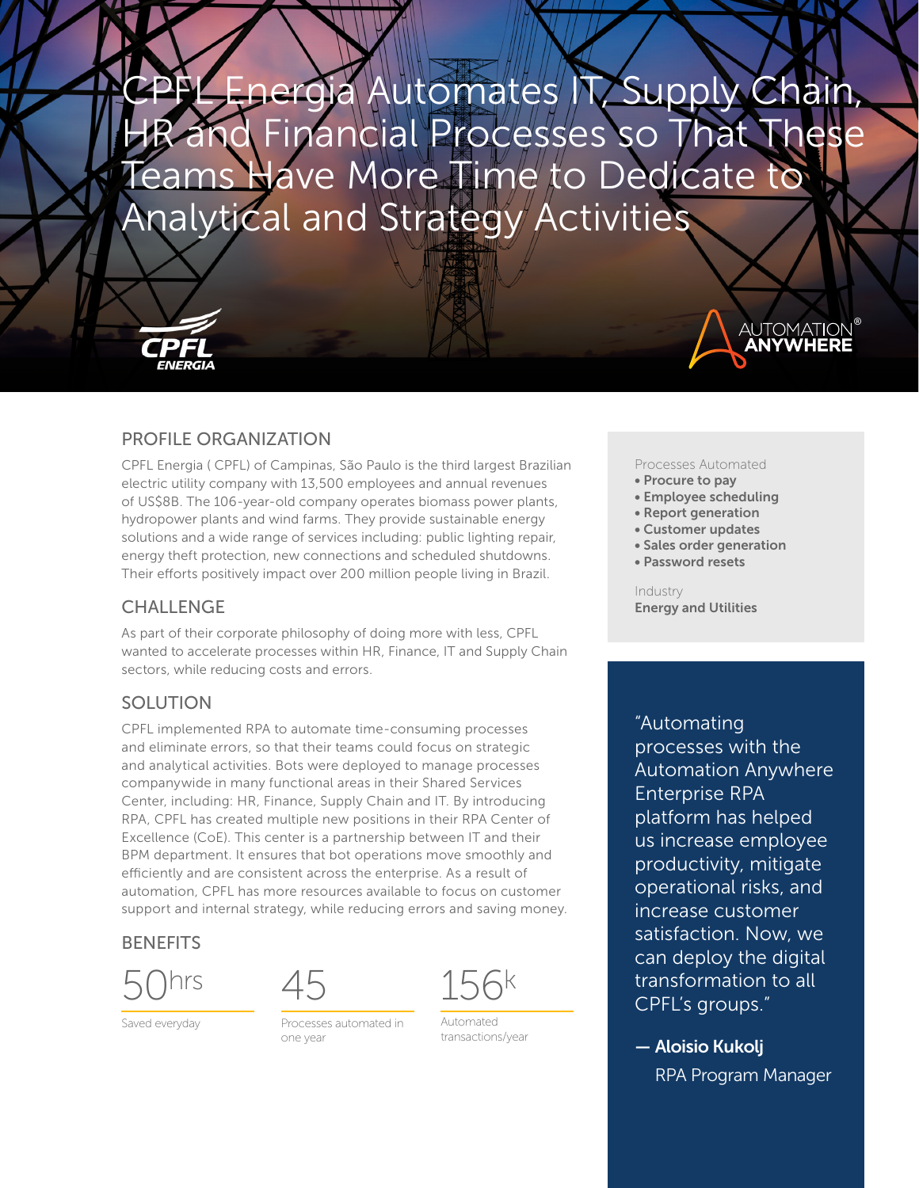# CPFL Energia Automates IT, Supply Chain, HR and Financial Processes so That These Teams Have More Time to Dedicate to Analytical and Strategy Activities

CPFL ENERGIA

AUTOMATION® ANYWHERE

## PROFILE ORGANIZATION

CPFL Energia ( CPFL) of Campinas, São Paulo is the third largest Brazilian electric utility company with 13,500 employees and annual revenues of US$8B. The 106-year-old company operates biomass power plants, hydropower plants and wind farms. They provide sustainable energy solutions and a wide range of services including: public lighting repair, energy theft protection, new connections and scheduled shutdowns. Their efforts positively impact over 200 million people living in Brazil.

## CHALLENGE

As part of their corporate philosophy of doing more with less, CPFL wanted to accelerate processes within HR, Finance, IT and Supply Chain sectors, while reducing costs and errors.

## SOLUTION

CPFL implemented RPA to automate time-consuming processes and eliminate errors, so that their teams could focus on strategic and analytical activities. Bots were deployed to manage processes companywide in many functional areas in their Shared Services Center, including: HR, Finance, Supply Chain and IT. By introducing RPA, CPFL has created multiple new positions in their RPA Center of Excellence (CoE). This center is a partnership between IT and their BPM department. It ensures that bot operations move smoothly and efficiently and are consistent across the enterprise. As a result of automation, CPFL has more resources available to focus on customer support and internal strategy, while reducing errors and saving money.

## BENEFITS

**50hrs**
Saved everyday

**45**
Processes automated in one year

**156k**
Automated transactions/year

Processes Automated

- **Procure to pay**
- **Employee scheduling**
- **Report generation**
- **Customer updates**
- **Sales order generation**
- **Password resets**

Industry
**Energy and Utilities**

"Automating processes with the Automation Anywhere Enterprise RPA platform has helped us increase employee productivity, mitigate operational risks, and increase customer satisfaction. Now, we can deploy the digital transformation to all CPFL's groups."

**— Aloisio Kukolj**
RPA Program Manager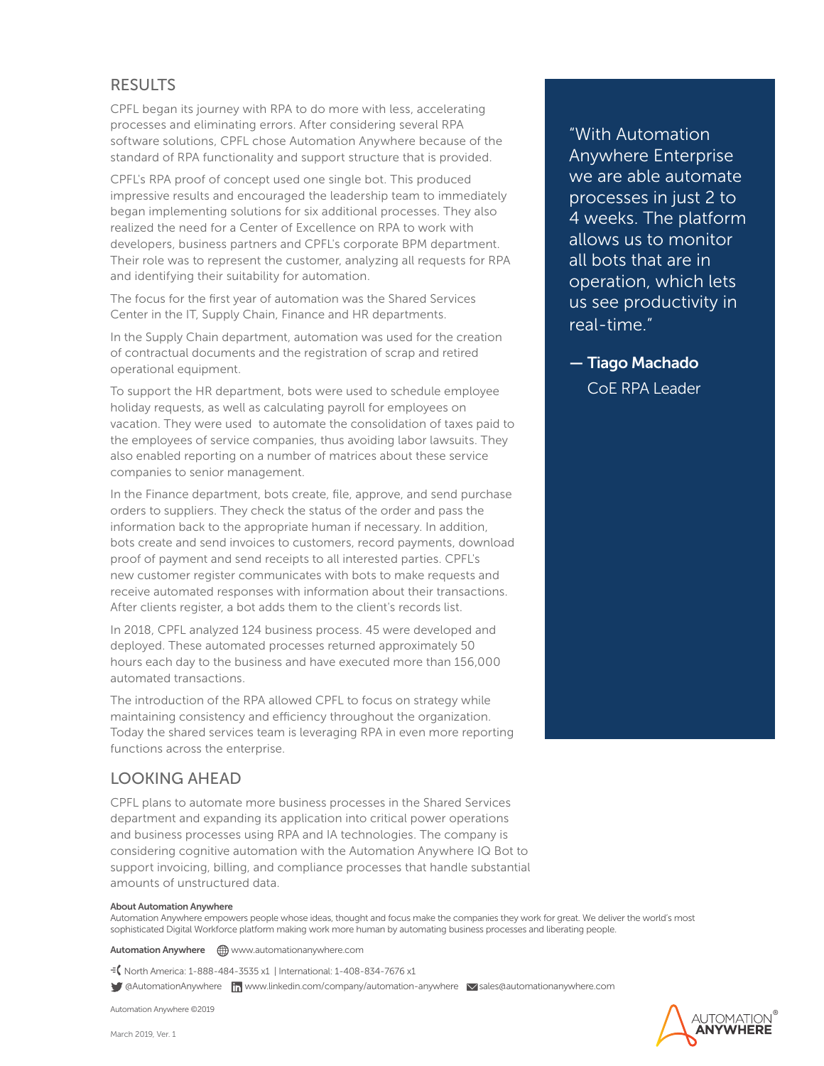## RESULTS

CPFL began its journey with RPA to do more with less, accelerating processes and eliminating errors. After considering several RPA software solutions, CPFL chose Automation Anywhere because of the standard of RPA functionality and support structure that is provided.

CPFL's RPA proof of concept used one single bot. This produced impressive results and encouraged the leadership team to immediately began implementing solutions for six additional processes. They also realized the need for a Center of Excellence on RPA to work with developers, business partners and CPFL's corporate BPM department. Their role was to represent the customer, analyzing all requests for RPA and identifying their suitability for automation.

The focus for the first year of automation was the Shared Services Center in the IT, Supply Chain, Finance and HR departments.

In the Supply Chain department, automation was used for the creation of contractual documents and the registration of scrap and retired operational equipment.

To support the HR department, bots were used to schedule employee holiday requests, as well as calculating payroll for employees on vacation. They were used to automate the consolidation of taxes paid to the employees of service companies, thus avoiding labor lawsuits. They also enabled reporting on a number of matrices about these service companies to senior management.

In the Finance department, bots create, file, approve, and send purchase orders to suppliers. They check the status of the order and pass the information back to the appropriate human if necessary. In addition, bots create and send invoices to customers, record payments, download proof of payment and send receipts to all interested parties. CPFL's new customer register communicates with bots to make requests and receive automated responses with information about their transactions. After clients register, a bot adds them to the client's records list.

In 2018, CPFL analyzed 124 business process. 45 were developed and deployed. These automated processes returned approximately 50 hours each day to the business and have executed more than 156,000 automated transactions.

The introduction of the RPA allowed CPFL to focus on strategy while maintaining consistency and efficiency throughout the organization. Today the shared services team is leveraging RPA in even more reporting functions across the enterprise.

> "With Automation Anywhere Enterprise we are able automate processes in just 2 to 4 weeks. The platform allows us to monitor all bots that are in operation, which lets us see productivity in real-time."
>
> **— Tiago Machado**
> CoE RPA Leader

## LOOKING AHEAD

CPFL plans to automate more business processes in the Shared Services department and expanding its application into critical power operations and business processes using RPA and IA technologies. The company is considering cognitive automation with the Automation Anywhere IQ Bot to support invoicing, billing, and compliance processes that handle substantial amounts of unstructured data.

**About Automation Anywhere**
Automation Anywhere empowers people whose ideas, thought and focus make the companies they work for great. We deliver the world's most sophisticated Digital Workforce platform making work more human by automating business processes and liberating people.

**Automation Anywhere** www.automationanywhere.com

North America: 1-888-484-3535 x1 | International: 1-408-834-7676 x1

@AutomationAnywhere www.linkedin.com/company/automation-anywhere sales@automationanywhere.com

Automation Anywhere ©2019

March 2019, Ver. 1